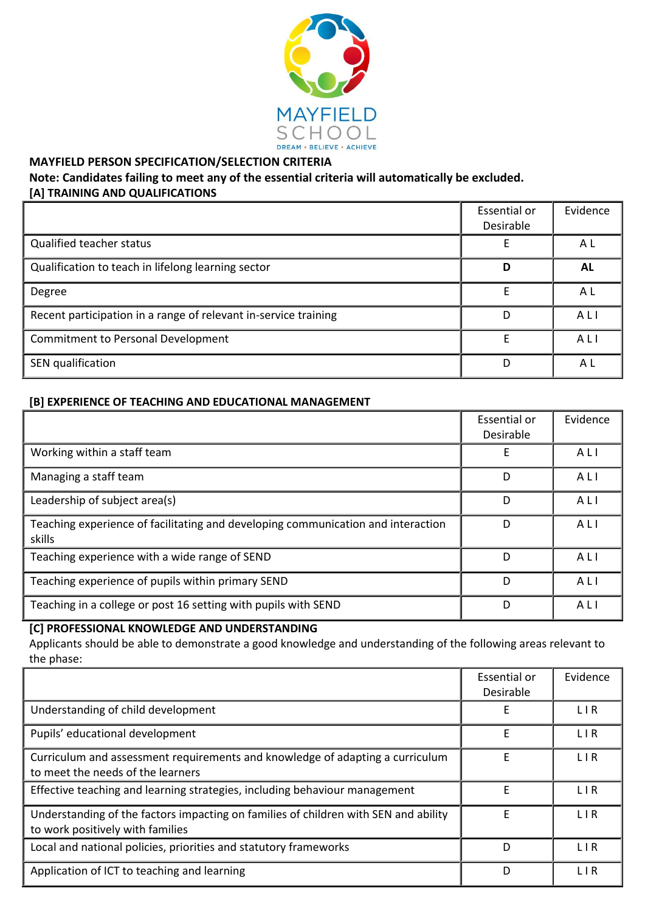MAYFIELD SCHOOL

DREAM • BELIEVE • ACHIEVE

**MAYFIELD PERSON SPECIFICATION/SELECTION CRITERIA**

**Note: Candidates failing to meet any of the essential criteria will automatically be excluded.**

**[A] TRAINING AND QUALIFICATIONS**

| | Essential or Desirable | Evidence |
|---|---|---|
| Qualified teacher status | E | A L |
| Qualification to teach in lifelong learning sector | **D** | **AL** |
| Degree | E | A L |
| Recent participation in a range of relevant in-service training | D | A L I |
| Commitment to Personal Development | E | A L I |
| SEN qualification | D | A L |

**[B] EXPERIENCE OF TEACHING AND EDUCATIONAL MANAGEMENT**

| | Essential or Desirable | Evidence |
|---|---|---|
| Working within a staff team | E | A L I |
| Managing a staff team | D | A L I |
| Leadership of subject area(s) | D | A L I |
| Teaching experience of facilitating and developing communication and interaction skills | D | A L I |
| Teaching experience with a wide range of SEND | D | A L I |
| Teaching experience of pupils within primary SEND | D | A L I |
| Teaching in a college or post 16 setting with pupils with SEND | D | A L I |

**[C] PROFESSIONAL KNOWLEDGE AND UNDERSTANDING**

Applicants should be able to demonstrate a good knowledge and understanding of the following areas relevant to the phase:

| | Essential or Desirable | Evidence |
|---|---|---|
| Understanding of child development | E | L I R |
| Pupils' educational development | E | L I R |
| Curriculum and assessment requirements and knowledge of adapting a curriculum to meet the needs of the learners | E | L I R |
| Effective teaching and learning strategies, including behaviour management | E | L I R |
| Understanding of the factors impacting on families of children with SEN and ability to work positively with families | E | L I R |
| Local and national policies, priorities and statutory frameworks | D | L I R |
| Application of ICT to teaching and learning | D | L I R |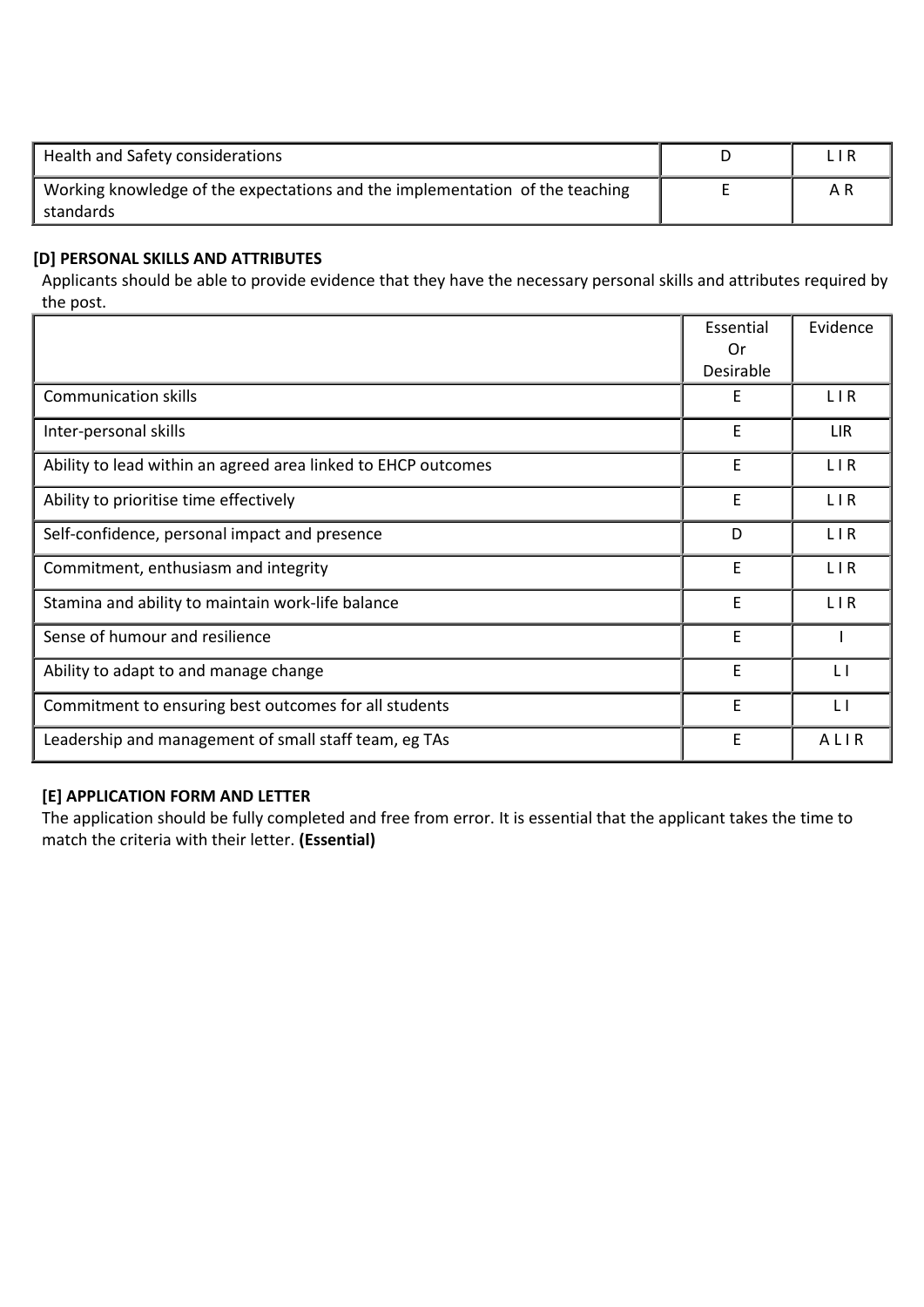| | | |
|---|---|---|
| Health and Safety considerations | D | L I R |
| Working knowledge of the expectations and the implementation of the teaching standards | E | A R |

**[D] PERSONAL SKILLS AND ATTRIBUTES**

Applicants should be able to provide evidence that they have the necessary personal skills and attributes required by the post.

| | Essential Or Desirable | Evidence |
|---|---|---|
| Communication skills | E | L I R |
| Inter-personal skills | E | LIR |
| Ability to lead within an agreed area linked to EHCP outcomes | E | L I R |
| Ability to prioritise time effectively | E | L I R |
| Self-confidence, personal impact and presence | D | L I R |
| Commitment, enthusiasm and integrity | E | L I R |
| Stamina and ability to maintain work-life balance | E | L I R |
| Sense of humour and resilience | E | I |
| Ability to adapt to and manage change | E | L I |
| Commitment to ensuring best outcomes for all students | E | L I |
| Leadership and management of small staff team, eg TAs | E | A L I R |

**[E] APPLICATION FORM AND LETTER**

The application should be fully completed and free from error. It is essential that the applicant takes the time to match the criteria with their letter. **(Essential)**